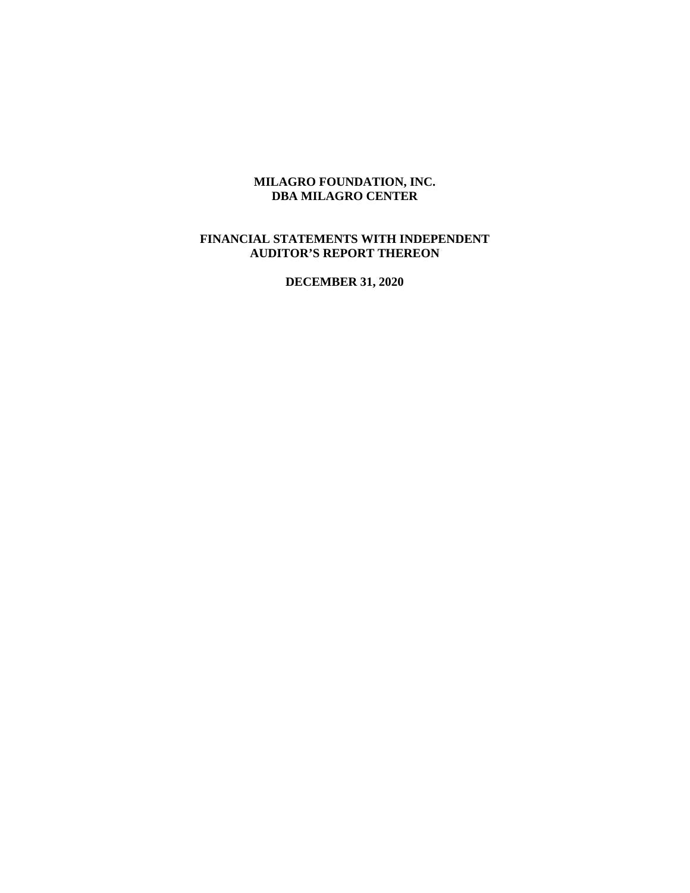# MILAGRO FOUNDATION, INC.
# DBA MILAGRO CENTER

## FINANCIAL STATEMENTS WITH INDEPENDENT AUDITOR'S REPORT THEREON

### DECEMBER 31, 2020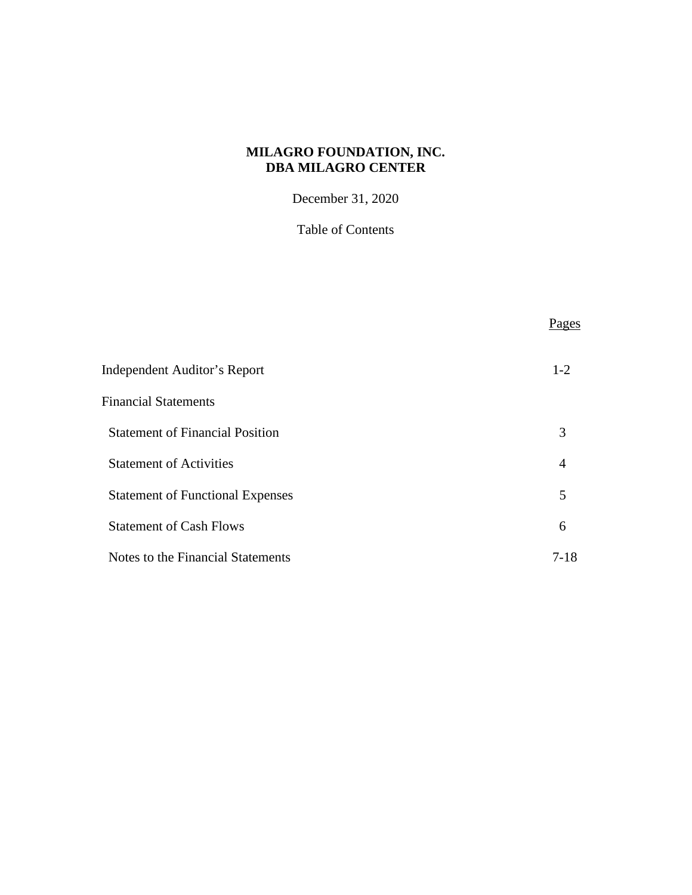**MILAGRO FOUNDATION, INC.**
**DBA MILAGRO CENTER**

December 31, 2020

Table of Contents

| | Pages |
|---|---|
| Independent Auditor's Report | 1-2 |
| Financial Statements | |
| Statement of Financial Position | 3 |
| Statement of Activities | 4 |
| Statement of Functional Expenses | 5 |
| Statement of Cash Flows | 6 |
| Notes to the Financial Statements | 7-18 |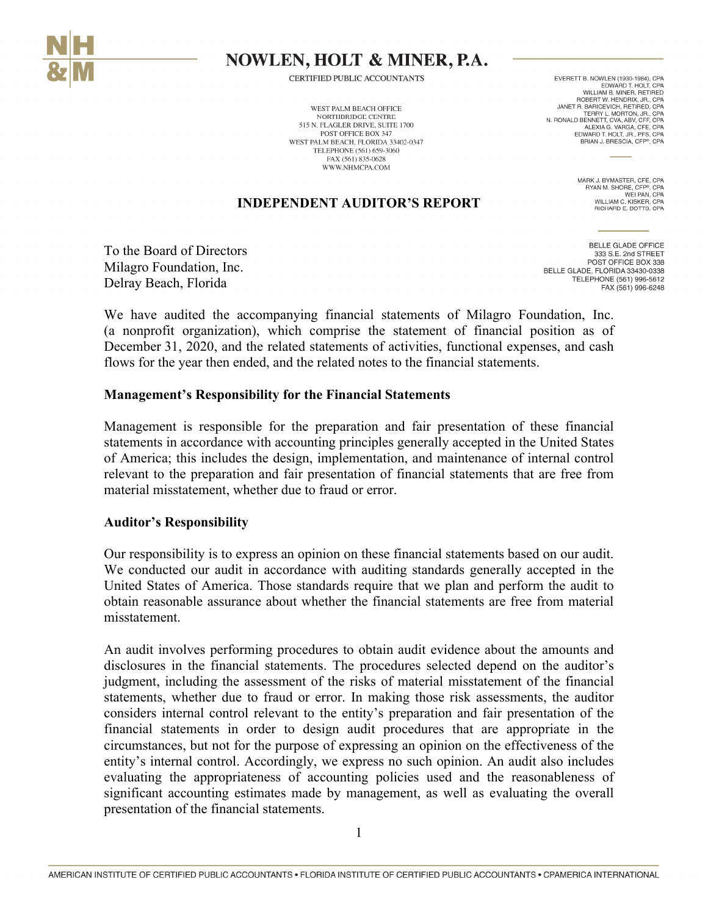# NOWLEN, HOLT & MINER, P.A.

CERTIFIED PUBLIC ACCOUNTANTS

WEST PALM BEACH OFFICE
NORTHBRIDGE CENTRE
515 N. FLAGLER DRIVE, SUITE 1700
POST OFFICE BOX 347
WEST PALM BEACH, FLORIDA 33402-0347
TELEPHONE (561) 659-3060
FAX (561) 835-0628
WWW.NHMCPA.COM

EVERETT B. NOWLEN (1930-1984), CPA
EDWARD T. HOLT, CPA
WILLIAM B. MINER, RETIRED
ROBERT W. HENDRIX, JR., CPA
JANET R. BARICEVICH, RETIRED, CPA
TERRY L. MORTON, JR., CPA
N. RONALD BENNETT, CVA, ABV, CFF, CPA
ALEXIA G. VARGA, CFE, CPA
EDWARD T. HOLT, JR., PFS, CPA
BRIAN J. BRESCIA, CFP®, CPA

MARK J. BYMASTER, CFE, CPA
RYAN M. SHORE, CFP®, CPA
WEI PAN, CPA
WILLIAM C. KISKER, CPA
RICHARD E. BOTTS, CPA

BELLE GLADE OFFICE
333 S.E. 2nd STREET
POST OFFICE BOX 338
BELLE GLADE, FLORIDA 33430-0338
TELEPHONE (561) 996-5612
FAX (561) 996-6248

## INDEPENDENT AUDITOR'S REPORT

To the Board of Directors
Milagro Foundation, Inc.
Delray Beach, Florida

We have audited the accompanying financial statements of Milagro Foundation, Inc. (a nonprofit organization), which comprise the statement of financial position as of December 31, 2020, and the related statements of activities, functional expenses, and cash flows for the year then ended, and the related notes to the financial statements.

### Management's Responsibility for the Financial Statements

Management is responsible for the preparation and fair presentation of these financial statements in accordance with accounting principles generally accepted in the United States of America; this includes the design, implementation, and maintenance of internal control relevant to the preparation and fair presentation of financial statements that are free from material misstatement, whether due to fraud or error.

### Auditor's Responsibility

Our responsibility is to express an opinion on these financial statements based on our audit. We conducted our audit in accordance with auditing standards generally accepted in the United States of America. Those standards require that we plan and perform the audit to obtain reasonable assurance about whether the financial statements are free from material misstatement.

An audit involves performing procedures to obtain audit evidence about the amounts and disclosures in the financial statements. The procedures selected depend on the auditor's judgment, including the assessment of the risks of material misstatement of the financial statements, whether due to fraud or error. In making those risk assessments, the auditor considers internal control relevant to the entity's preparation and fair presentation of the financial statements in order to design audit procedures that are appropriate in the circumstances, but not for the purpose of expressing an opinion on the effectiveness of the entity's internal control. Accordingly, we express no such opinion. An audit also includes evaluating the appropriateness of accounting policies used and the reasonableness of significant accounting estimates made by management, as well as evaluating the overall presentation of the financial statements.

AMERICAN INSTITUTE OF CERTIFIED PUBLIC ACCOUNTANTS • FLORIDA INSTITUTE OF CERTIFIED PUBLIC ACCOUNTANTS • CPAMERICA INTERNATIONAL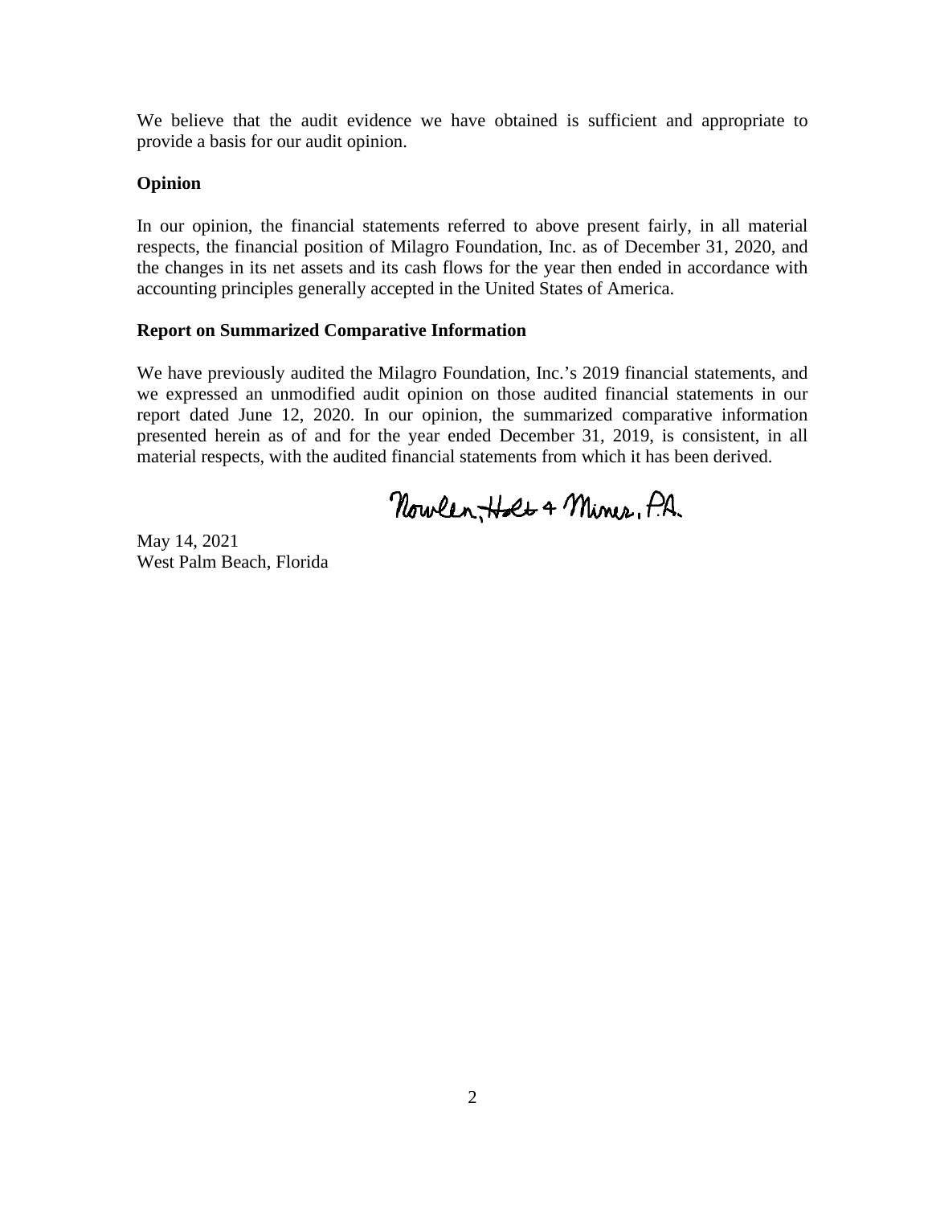We believe that the audit evidence we have obtained is sufficient and appropriate to provide a basis for our audit opinion.

**Opinion**

In our opinion, the financial statements referred to above present fairly, in all material respects, the financial position of Milagro Foundation, Inc. as of December 31, 2020, and the changes in its net assets and its cash flows for the year then ended in accordance with accounting principles generally accepted in the United States of America.

**Report on Summarized Comparative Information**

We have previously audited the Milagro Foundation, Inc.'s 2019 financial statements, and we expressed an unmodified audit opinion on those audited financial statements in our report dated June 12, 2020. In our opinion, the summarized comparative information presented herein as of and for the year ended December 31, 2019, is consistent, in all material respects, with the audited financial statements from which it has been derived.

Nowlen, Holt & Miner, P.A.

May 14, 2021
West Palm Beach, Florida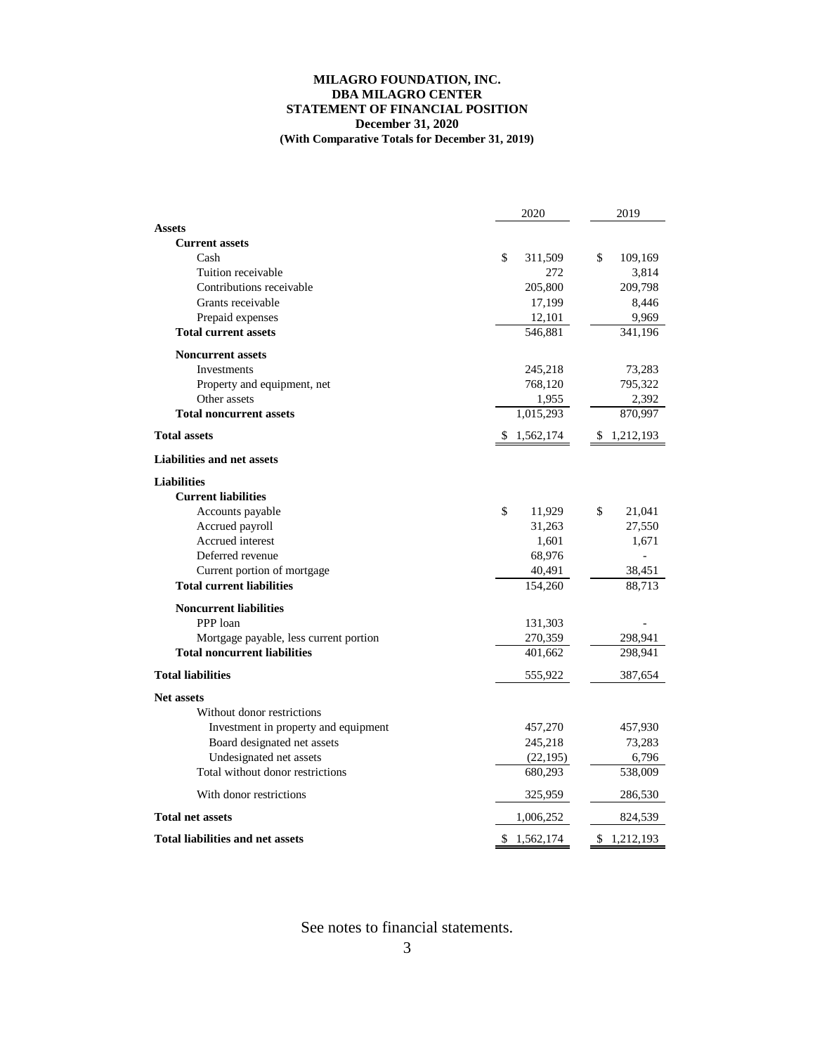# MILAGRO FOUNDATION, INC.
## DBA MILAGRO CENTER
## STATEMENT OF FINANCIAL POSITION
### December 31, 2020
### (With Comparative Totals for December 31, 2019)

| | 2020 | 2019 |
|---|---|---|
| **Assets** | | |
| **Current assets** | | |
| Cash | $ 311,509 | $ 109,169 |
| Tuition receivable | 272 | 3,814 |
| Contributions receivable | 205,800 | 209,798 |
| Grants receivable | 17,199 | 8,446 |
| Prepaid expenses | 12,101 | 9,969 |
| **Total current assets** | 546,881 | 341,196 |
| **Noncurrent assets** | | |
| Investments | 245,218 | 73,283 |
| Property and equipment, net | 768,120 | 795,322 |
| Other assets | 1,955 | 2,392 |
| **Total noncurrent assets** | 1,015,293 | 870,997 |
| **Total assets** | $ 1,562,174 | $ 1,212,193 |
| **Liabilities and net assets** | | |
| **Liabilities** | | |
| **Current liabilities** | | |
| Accounts payable | $ 11,929 | $ 21,041 |
| Accrued payroll | 31,263 | 27,550 |
| Accrued interest | 1,601 | 1,671 |
| Deferred revenue | 68,976 | - |
| Current portion of mortgage | 40,491 | 38,451 |
| **Total current liabilities** | 154,260 | 88,713 |
| **Noncurrent liabilities** | | |
| PPP loan | 131,303 | - |
| Mortgage payable, less current portion | 270,359 | 298,941 |
| **Total noncurrent liabilities** | 401,662 | 298,941 |
| **Total liabilities** | 555,922 | 387,654 |
| **Net assets** | | |
| Without donor restrictions | | |
| Investment in property and equipment | 457,270 | 457,930 |
| Board designated net assets | 245,218 | 73,283 |
| Undesignated net assets | (22,195) | 6,796 |
| Total without donor restrictions | 680,293 | 538,009 |
| With donor restrictions | 325,959 | 286,530 |
| **Total net assets** | 1,006,252 | 824,539 |
| **Total liabilities and net assets** | $ 1,562,174 | $ 1,212,193 |

See notes to financial statements.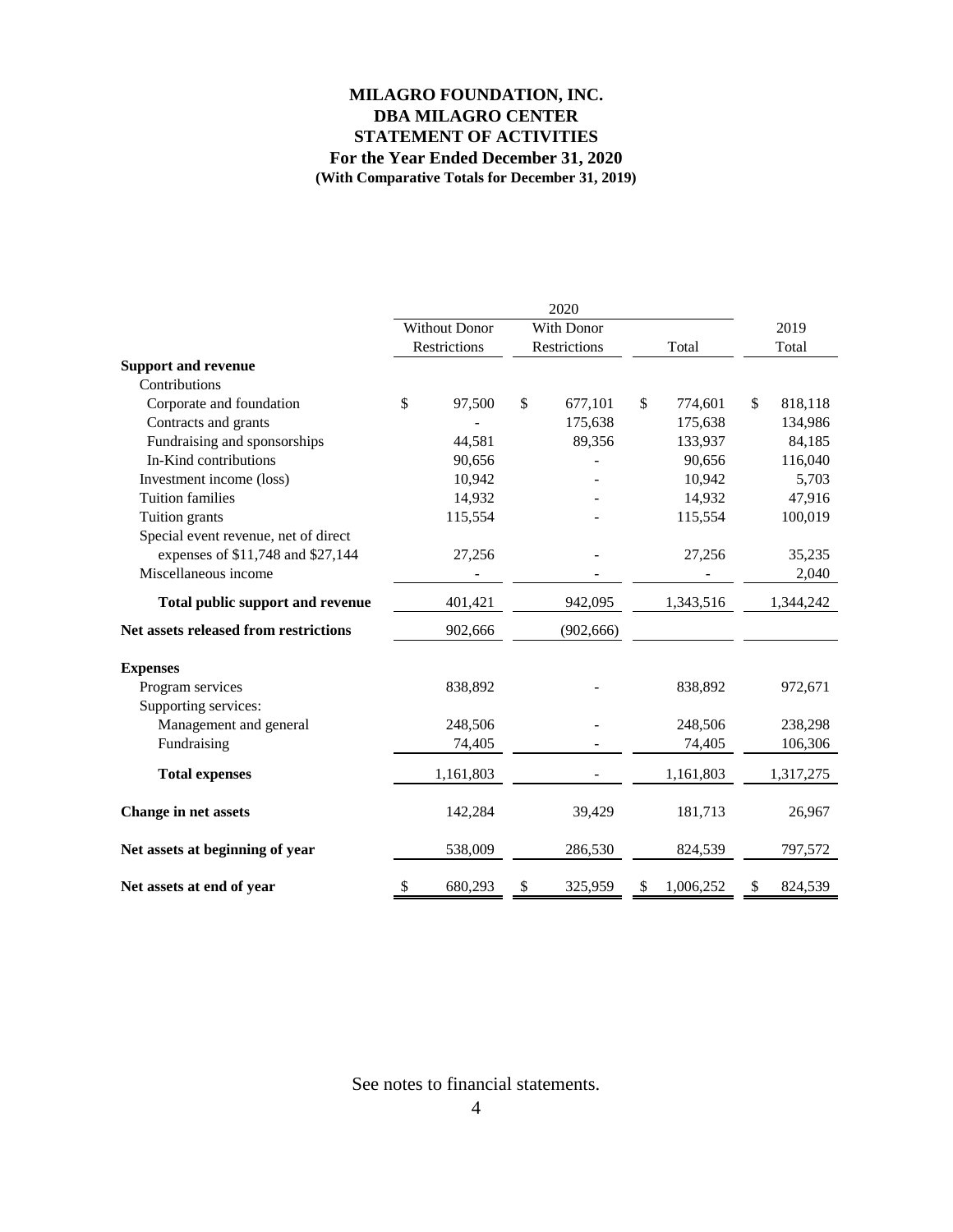# MILAGRO FOUNDATION, INC.
# DBA MILAGRO CENTER
# STATEMENT OF ACTIVITIES
## For the Year Ended December 31, 2020
### (With Comparative Totals for December 31, 2019)

| | 2020 | | | 2019 |
|---|---|---|---|---|
| | Without Donor Restrictions | With Donor Restrictions | Total | Total |
| **Support and revenue** | | | | |
| Contributions | | | | |
| Corporate and foundation | $ 97,500 | $ 677,101 | $ 774,601 | $ 818,118 |
| Contracts and grants | - | 175,638 | 175,638 | 134,986 |
| Fundraising and sponsorships | 44,581 | 89,356 | 133,937 | 84,185 |
| In-Kind contributions | 90,656 | - | 90,656 | 116,040 |
| Investment income (loss) | 10,942 | - | 10,942 | 5,703 |
| Tuition families | 14,932 | - | 14,932 | 47,916 |
| Tuition grants | 115,554 | - | 115,554 | 100,019 |
| Special event revenue, net of direct expenses of $11,748 and $27,144 | 27,256 | - | 27,256 | 35,235 |
| Miscellaneous income | - | - | - | 2,040 |
| **Total public support and revenue** | 401,421 | 942,095 | 1,343,516 | 1,344,242 |
| **Net assets released from restrictions** | 902,666 | (902,666) | | |
| **Expenses** | | | | |
| Program services | 838,892 | - | 838,892 | 972,671 |
| Supporting services: | | | | |
| Management and general | 248,506 | - | 248,506 | 238,298 |
| Fundraising | 74,405 | - | 74,405 | 106,306 |
| **Total expenses** | 1,161,803 | - | 1,161,803 | 1,317,275 |
| **Change in net assets** | 142,284 | 39,429 | 181,713 | 26,967 |
| **Net assets at beginning of year** | 538,009 | 286,530 | 824,539 | 797,572 |
| **Net assets at end of year** | $ 680,293 | $ 325,959 | $ 1,006,252 | $ 824,539 |

See notes to financial statements.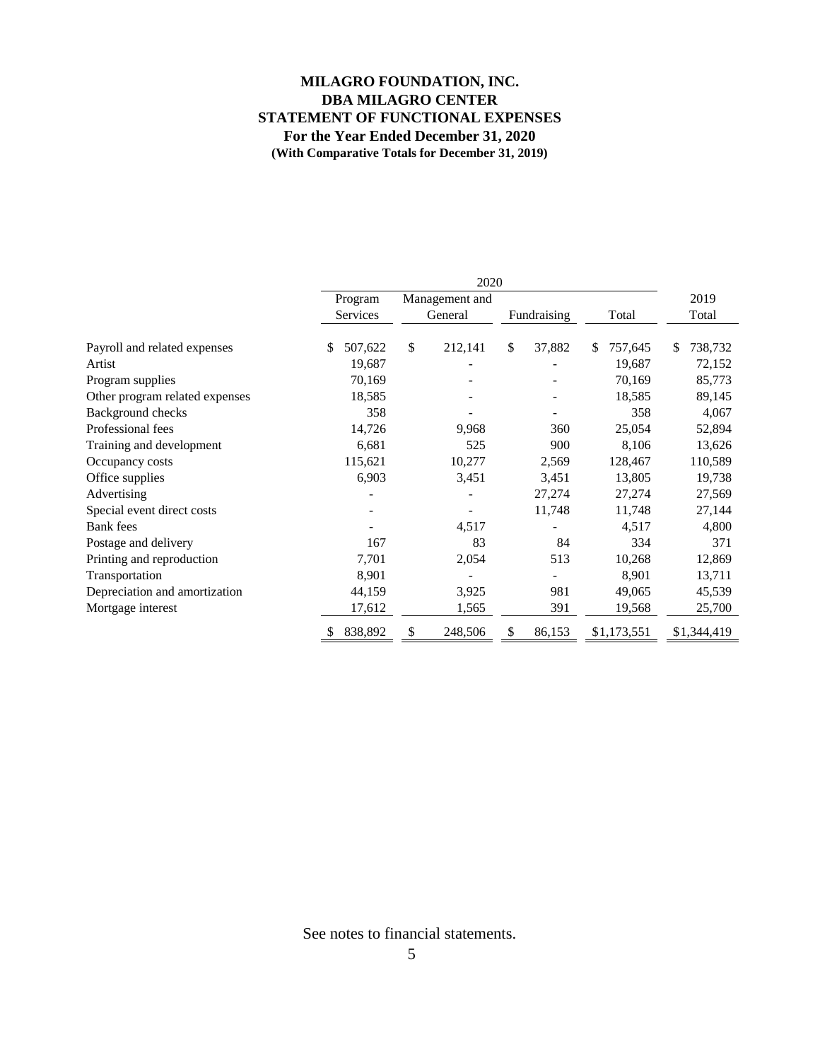# MILAGRO FOUNDATION, INC.
## DBA MILAGRO CENTER
## STATEMENT OF FUNCTIONAL EXPENSES
### For the Year Ended December 31, 2020
#### (With Comparative Totals for December 31, 2019)

| | 2020 | | | | |
|---|---|---|---|---|---|
| | Program Services | Management and General | Fundraising | Total | 2019 Total |
| Payroll and related expenses | $ 507,622 | $ 212,141 | $ 37,882 | $ 757,645 | $ 738,732 |
| Artist | 19,687 | - | - | 19,687 | 72,152 |
| Program supplies | 70,169 | - | - | 70,169 | 85,773 |
| Other program related expenses | 18,585 | - | - | 18,585 | 89,145 |
| Background checks | 358 | - | - | 358 | 4,067 |
| Professional fees | 14,726 | 9,968 | 360 | 25,054 | 52,894 |
| Training and development | 6,681 | 525 | 900 | 8,106 | 13,626 |
| Occupancy costs | 115,621 | 10,277 | 2,569 | 128,467 | 110,589 |
| Office supplies | 6,903 | 3,451 | 3,451 | 13,805 | 19,738 |
| Advertising | - | - | 27,274 | 27,274 | 27,569 |
| Special event direct costs | - | - | 11,748 | 11,748 | 27,144 |
| Bank fees | - | 4,517 | - | 4,517 | 4,800 |
| Postage and delivery | 167 | 83 | 84 | 334 | 371 |
| Printing and reproduction | 7,701 | 2,054 | 513 | 10,268 | 12,869 |
| Transportation | 8,901 | - | - | 8,901 | 13,711 |
| Depreciation and amortization | 44,159 | 3,925 | 981 | 49,065 | 45,539 |
| Mortgage interest | 17,612 | 1,565 | 391 | 19,568 | 25,700 |
| | $ 838,892 | $ 248,506 | $ 86,153 | $1,173,551 | $1,344,419 |

See notes to financial statements.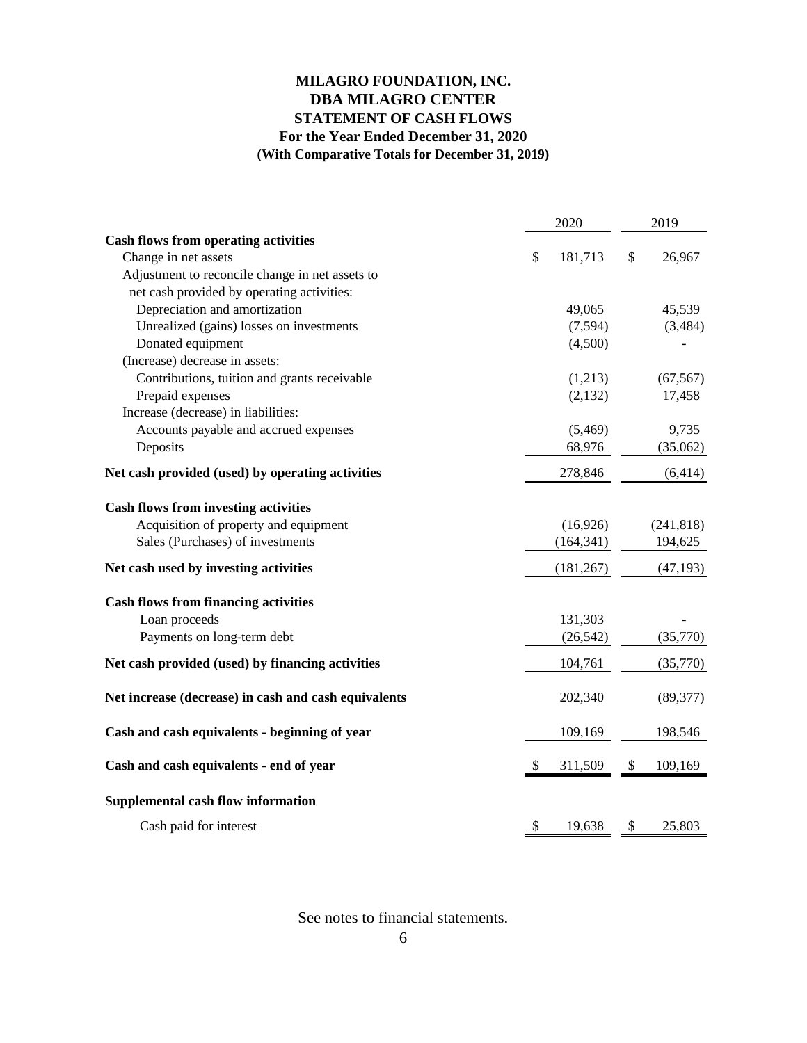# MILAGRO FOUNDATION, INC.
## DBA MILAGRO CENTER
## STATEMENT OF CASH FLOWS
### For the Year Ended December 31, 2020
### (With Comparative Totals for December 31, 2019)

| | 2020 | 2019 |
|---|---|---|
| **Cash flows from operating activities** | | |
| Change in net assets | $ 181,713 | $ 26,967 |
| Adjustment to reconcile change in net assets to net cash provided by operating activities: | | |
| Depreciation and amortization | 49,065 | 45,539 |
| Unrealized (gains) losses on investments | (7,594) | (3,484) |
| Donated equipment | (4,500) | - |
| (Increase) decrease in assets: | | |
| Contributions, tuition and grants receivable | (1,213) | (67,567) |
| Prepaid expenses | (2,132) | 17,458 |
| Increase (decrease) in liabilities: | | |
| Accounts payable and accrued expenses | (5,469) | 9,735 |
| Deposits | 68,976 | (35,062) |
| **Net cash provided (used) by operating activities** | 278,846 | (6,414) |
| **Cash flows from investing activities** | | |
| Acquisition of property and equipment | (16,926) | (241,818) |
| Sales (Purchases) of investments | (164,341) | 194,625 |
| **Net cash used by investing activities** | (181,267) | (47,193) |
| **Cash flows from financing activities** | | |
| Loan proceeds | 131,303 | - |
| Payments on long-term debt | (26,542) | (35,770) |
| **Net cash provided (used) by financing activities** | 104,761 | (35,770) |
| **Net increase (decrease) in cash and cash equivalents** | 202,340 | (89,377) |
| **Cash and cash equivalents - beginning of year** | 109,169 | 198,546 |
| **Cash and cash equivalents - end of year** | $ 311,509 | $ 109,169 |
| **Supplemental cash flow information** | | |
| Cash paid for interest | $ 19,638 | $ 25,803 |

See notes to financial statements.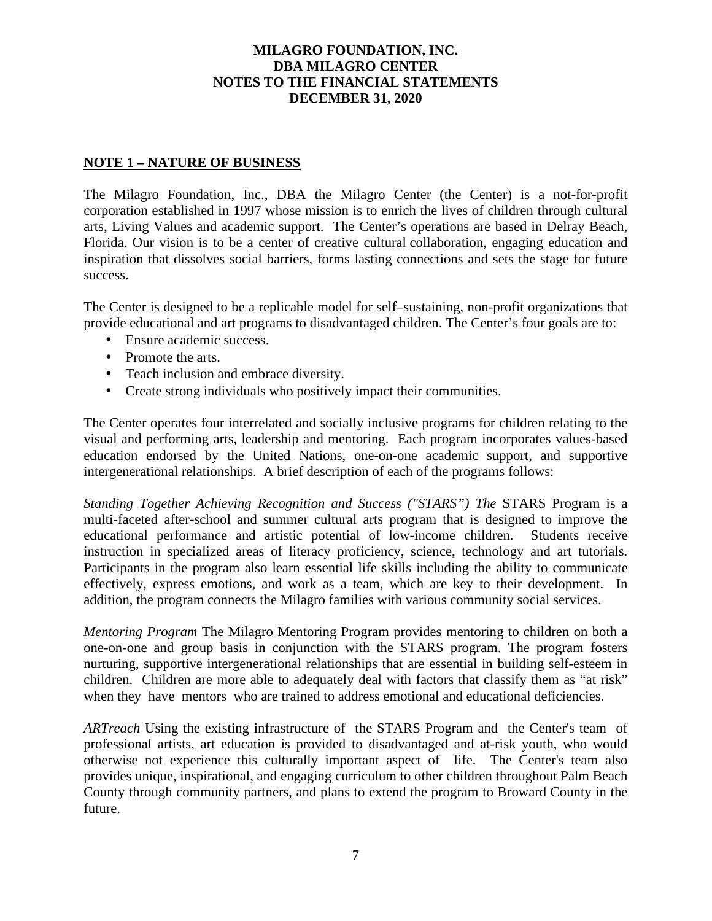**MILAGRO FOUNDATION, INC.**
**DBA MILAGRO CENTER**
**NOTES TO THE FINANCIAL STATEMENTS**
**DECEMBER 31, 2020**

## NOTE 1 – NATURE OF BUSINESS

The Milagro Foundation, Inc., DBA the Milagro Center (the Center) is a not-for-profit corporation established in 1997 whose mission is to enrich the lives of children through cultural arts, Living Values and academic support. The Center's operations are based in Delray Beach, Florida. Our vision is to be a center of creative cultural collaboration, engaging education and inspiration that dissolves social barriers, forms lasting connections and sets the stage for future success.

The Center is designed to be a replicable model for self–sustaining, non-profit organizations that provide educational and art programs to disadvantaged children. The Center's four goals are to:

- Ensure academic success.
- Promote the arts.
- Teach inclusion and embrace diversity.
- Create strong individuals who positively impact their communities.

The Center operates four interrelated and socially inclusive programs for children relating to the visual and performing arts, leadership and mentoring. Each program incorporates values-based education endorsed by the United Nations, one-on-one academic support, and supportive intergenerational relationships. A brief description of each of the programs follows:

*Standing Together Achieving Recognition and Success ("STARS") The* STARS Program is a multi-faceted after-school and summer cultural arts program that is designed to improve the educational performance and artistic potential of low-income children. Students receive instruction in specialized areas of literacy proficiency, science, technology and art tutorials. Participants in the program also learn essential life skills including the ability to communicate effectively, express emotions, and work as a team, which are key to their development. In addition, the program connects the Milagro families with various community social services.

*Mentoring Program* The Milagro Mentoring Program provides mentoring to children on both a one-on-one and group basis in conjunction with the STARS program. The program fosters nurturing, supportive intergenerational relationships that are essential in building self-esteem in children. Children are more able to adequately deal with factors that classify them as "at risk" when they have mentors who are trained to address emotional and educational deficiencies.

*ARTreach* Using the existing infrastructure of the STARS Program and the Center's team of professional artists, art education is provided to disadvantaged and at-risk youth, who would otherwise not experience this culturally important aspect of life. The Center's team also provides unique, inspirational, and engaging curriculum to other children throughout Palm Beach County through community partners, and plans to extend the program to Broward County in the future.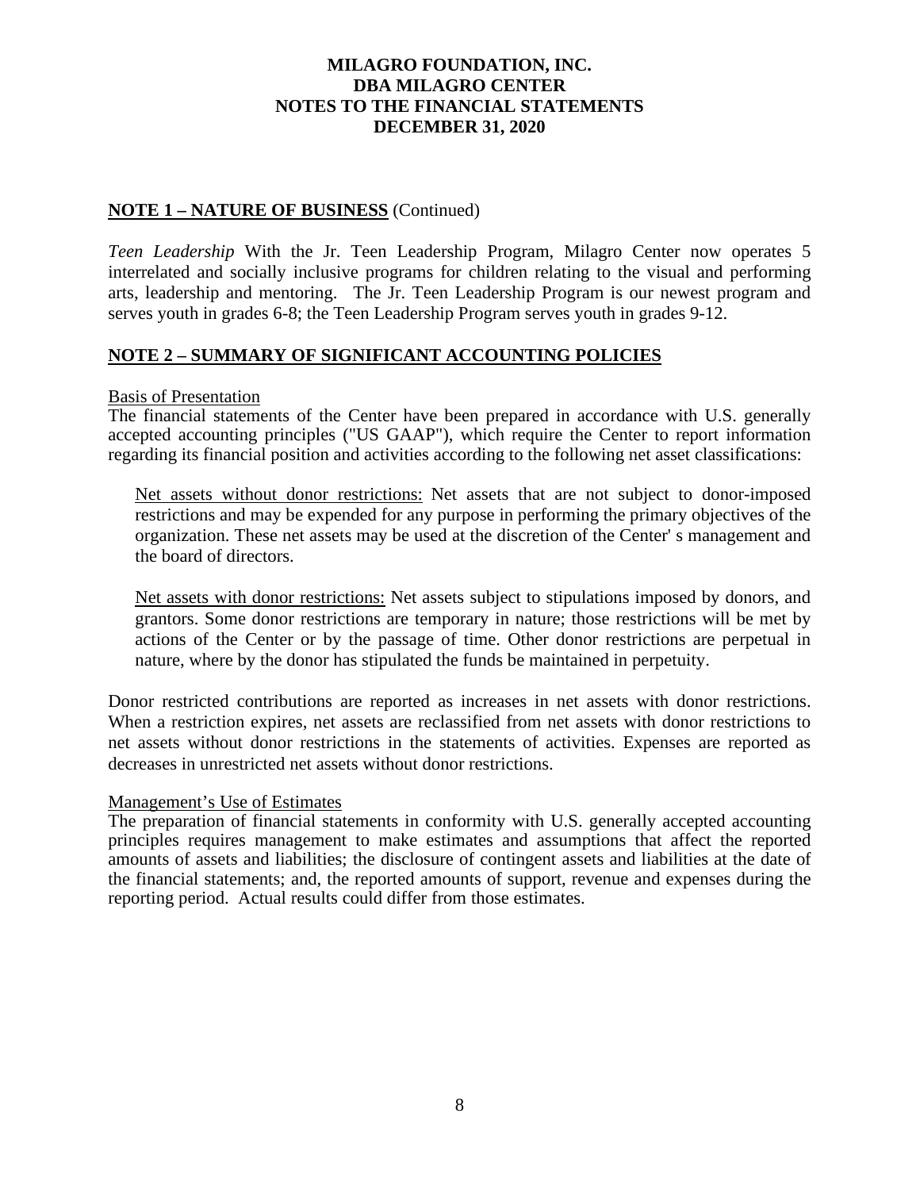**MILAGRO FOUNDATION, INC.**
**DBA MILAGRO CENTER**
**NOTES TO THE FINANCIAL STATEMENTS**
**DECEMBER 31, 2020**

## NOTE 1 – NATURE OF BUSINESS (Continued)

*Teen Leadership* With the Jr. Teen Leadership Program, Milagro Center now operates 5 interrelated and socially inclusive programs for children relating to the visual and performing arts, leadership and mentoring. The Jr. Teen Leadership Program is our newest program and serves youth in grades 6-8; the Teen Leadership Program serves youth in grades 9-12.

## NOTE 2 – SUMMARY OF SIGNIFICANT ACCOUNTING POLICIES

Basis of Presentation

The financial statements of the Center have been prepared in accordance with U.S. generally accepted accounting principles ("US GAAP"), which require the Center to report information regarding its financial position and activities according to the following net asset classifications:

Net assets without donor restrictions: Net assets that are not subject to donor-imposed restrictions and may be expended for any purpose in performing the primary objectives of the organization. These net assets may be used at the discretion of the Center' s management and the board of directors.

Net assets with donor restrictions: Net assets subject to stipulations imposed by donors, and grantors. Some donor restrictions are temporary in nature; those restrictions will be met by actions of the Center or by the passage of time. Other donor restrictions are perpetual in nature, where by the donor has stipulated the funds be maintained in perpetuity.

Donor restricted contributions are reported as increases in net assets with donor restrictions. When a restriction expires, net assets are reclassified from net assets with donor restrictions to net assets without donor restrictions in the statements of activities. Expenses are reported as decreases in unrestricted net assets without donor restrictions.

Management's Use of Estimates

The preparation of financial statements in conformity with U.S. generally accepted accounting principles requires management to make estimates and assumptions that affect the reported amounts of assets and liabilities; the disclosure of contingent assets and liabilities at the date of the financial statements; and, the reported amounts of support, revenue and expenses during the reporting period. Actual results could differ from those estimates.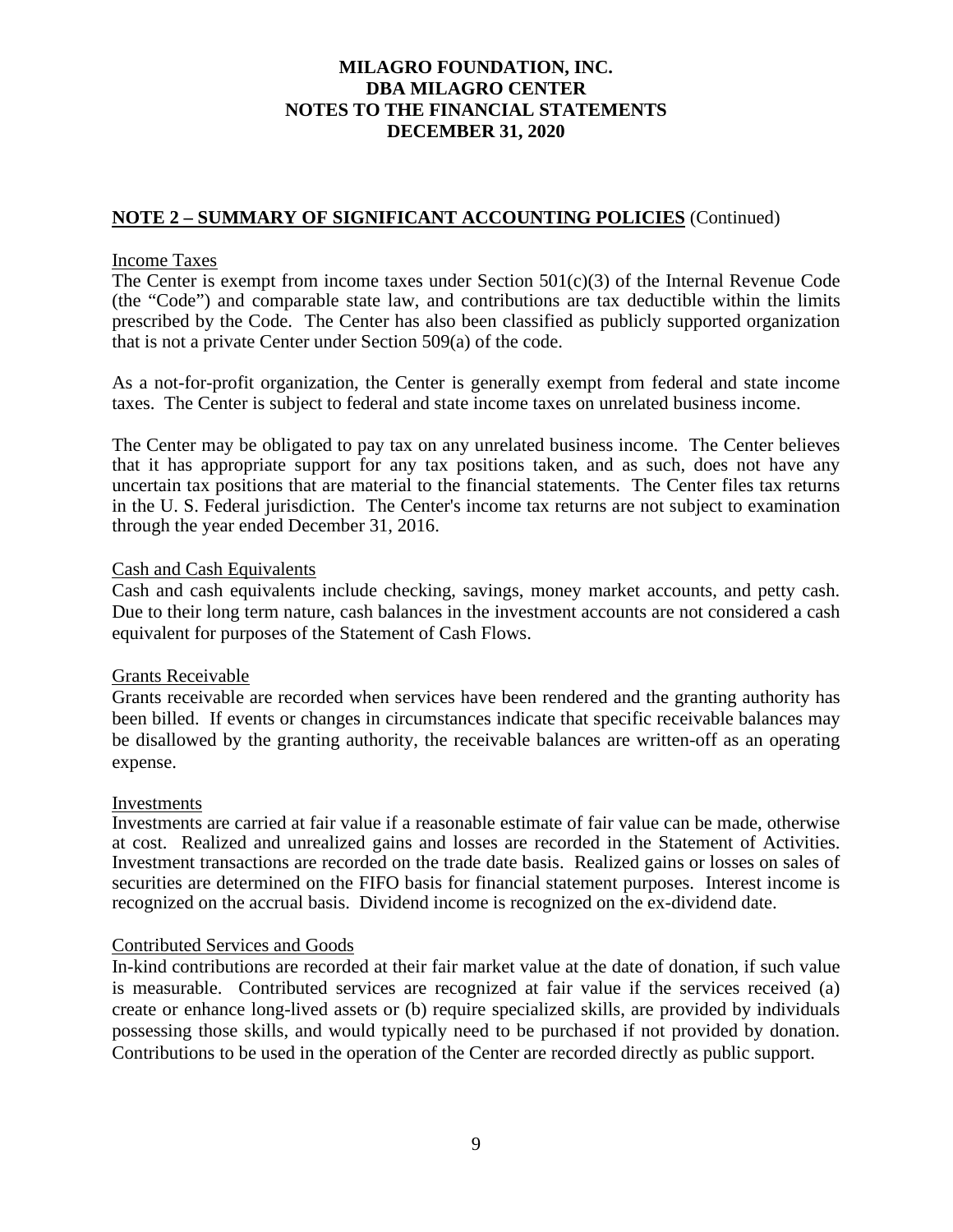# MILAGRO FOUNDATION, INC.
# DBA MILAGRO CENTER
# NOTES TO THE FINANCIAL STATEMENTS
# DECEMBER 31, 2020

## NOTE 2 – SUMMARY OF SIGNIFICANT ACCOUNTING POLICIES (Continued)

### Income Taxes

The Center is exempt from income taxes under Section 501(c)(3) of the Internal Revenue Code (the "Code") and comparable state law, and contributions are tax deductible within the limits prescribed by the Code. The Center has also been classified as publicly supported organization that is not a private Center under Section 509(a) of the code.

As a not-for-profit organization, the Center is generally exempt from federal and state income taxes. The Center is subject to federal and state income taxes on unrelated business income.

The Center may be obligated to pay tax on any unrelated business income. The Center believes that it has appropriate support for any tax positions taken, and as such, does not have any uncertain tax positions that are material to the financial statements. The Center files tax returns in the U. S. Federal jurisdiction. The Center's income tax returns are not subject to examination through the year ended December 31, 2016.

### Cash and Cash Equivalents

Cash and cash equivalents include checking, savings, money market accounts, and petty cash. Due to their long term nature, cash balances in the investment accounts are not considered a cash equivalent for purposes of the Statement of Cash Flows.

### Grants Receivable

Grants receivable are recorded when services have been rendered and the granting authority has been billed. If events or changes in circumstances indicate that specific receivable balances may be disallowed by the granting authority, the receivable balances are written-off as an operating expense.

### Investments

Investments are carried at fair value if a reasonable estimate of fair value can be made, otherwise at cost. Realized and unrealized gains and losses are recorded in the Statement of Activities. Investment transactions are recorded on the trade date basis. Realized gains or losses on sales of securities are determined on the FIFO basis for financial statement purposes. Interest income is recognized on the accrual basis. Dividend income is recognized on the ex-dividend date.

### Contributed Services and Goods

In-kind contributions are recorded at their fair market value at the date of donation, if such value is measurable. Contributed services are recognized at fair value if the services received (a) create or enhance long-lived assets or (b) require specialized skills, are provided by individuals possessing those skills, and would typically need to be purchased if not provided by donation. Contributions to be used in the operation of the Center are recorded directly as public support.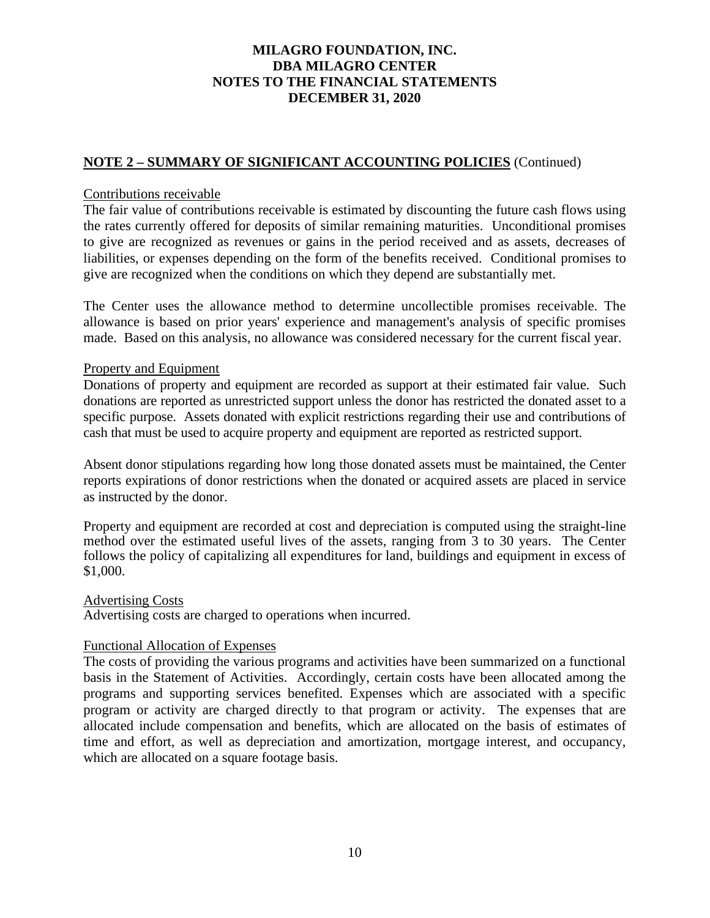# MILAGRO FOUNDATION, INC.
# DBA MILAGRO CENTER
# NOTES TO THE FINANCIAL STATEMENTS
# DECEMBER 31, 2020

## NOTE 2 – SUMMARY OF SIGNIFICANT ACCOUNTING POLICIES (Continued)

### Contributions receivable

The fair value of contributions receivable is estimated by discounting the future cash flows using the rates currently offered for deposits of similar remaining maturities. Unconditional promises to give are recognized as revenues or gains in the period received and as assets, decreases of liabilities, or expenses depending on the form of the benefits received. Conditional promises to give are recognized when the conditions on which they depend are substantially met.

The Center uses the allowance method to determine uncollectible promises receivable. The allowance is based on prior years' experience and management's analysis of specific promises made. Based on this analysis, no allowance was considered necessary for the current fiscal year.

### Property and Equipment

Donations of property and equipment are recorded as support at their estimated fair value. Such donations are reported as unrestricted support unless the donor has restricted the donated asset to a specific purpose. Assets donated with explicit restrictions regarding their use and contributions of cash that must be used to acquire property and equipment are reported as restricted support.

Absent donor stipulations regarding how long those donated assets must be maintained, the Center reports expirations of donor restrictions when the donated or acquired assets are placed in service as instructed by the donor.

Property and equipment are recorded at cost and depreciation is computed using the straight-line method over the estimated useful lives of the assets, ranging from 3 to 30 years. The Center follows the policy of capitalizing all expenditures for land, buildings and equipment in excess of $1,000.

### Advertising Costs

Advertising costs are charged to operations when incurred.

### Functional Allocation of Expenses

The costs of providing the various programs and activities have been summarized on a functional basis in the Statement of Activities. Accordingly, certain costs have been allocated among the programs and supporting services benefited. Expenses which are associated with a specific program or activity are charged directly to that program or activity. The expenses that are allocated include compensation and benefits, which are allocated on the basis of estimates of time and effort, as well as depreciation and amortization, mortgage interest, and occupancy, which are allocated on a square footage basis.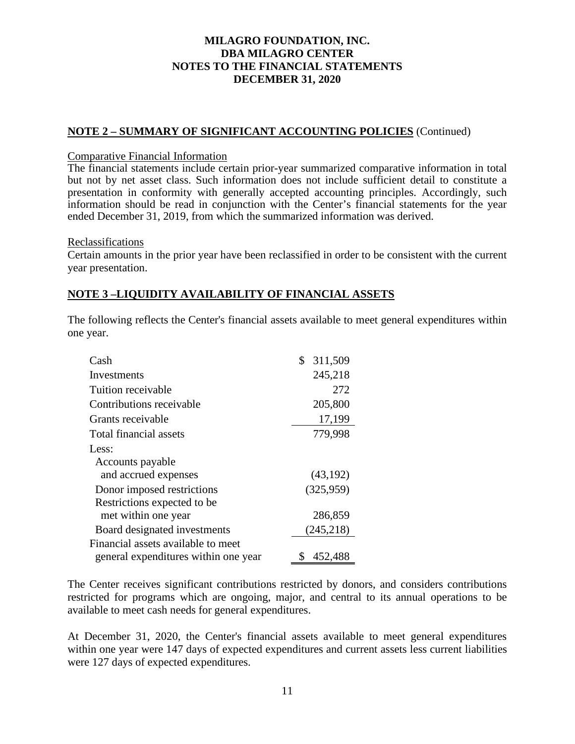## NOTE 2 – SUMMARY OF SIGNIFICANT ACCOUNTING POLICIES (Continued)

Comparative Financial Information

The financial statements include certain prior-year summarized comparative information in total but not by net asset class. Such information does not include sufficient detail to constitute a presentation in conformity with generally accepted accounting principles. Accordingly, such information should be read in conjunction with the Center's financial statements for the year ended December 31, 2019, from which the summarized information was derived.

Reclassifications

Certain amounts in the prior year have been reclassified in order to be consistent with the current year presentation.

## NOTE 3 –LIQUIDITY AVAILABILITY OF FINANCIAL ASSETS

The following reflects the Center's financial assets available to meet general expenditures within one year.

| | |
|---|---|
| Cash | $ 311,509 |
| Investments | 245,218 |
| Tuition receivable | 272 |
| Contributions receivable | 205,800 |
| Grants receivable | 17,199 |
| Total financial assets | 779,998 |
| Less: | |
| Accounts payable and accrued expenses | (43,192) |
| Donor imposed restrictions | (325,959) |
| Restrictions expected to be met within one year | 286,859 |
| Board designated investments | (245,218) |
| Financial assets available to meet general expenditures within one year | $ 452,488 |

The Center receives significant contributions restricted by donors, and considers contributions restricted for programs which are ongoing, major, and central to its annual operations to be available to meet cash needs for general expenditures.

At December 31, 2020, the Center's financial assets available to meet general expenditures within one year were 147 days of expected expenditures and current assets less current liabilities were 127 days of expected expenditures.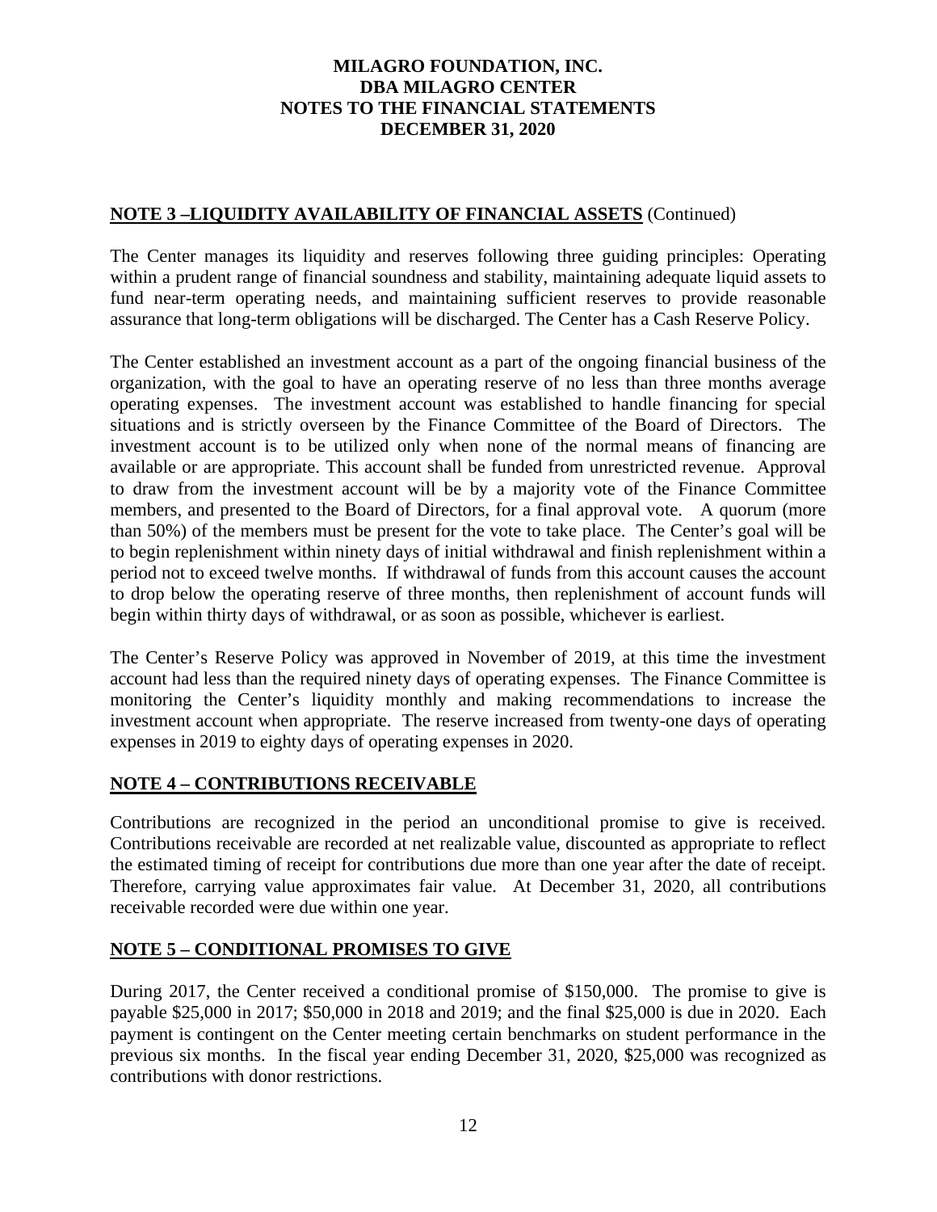## NOTE 3 –LIQUIDITY AVAILABILITY OF FINANCIAL ASSETS (Continued)

The Center manages its liquidity and reserves following three guiding principles: Operating within a prudent range of financial soundness and stability, maintaining adequate liquid assets to fund near-term operating needs, and maintaining sufficient reserves to provide reasonable assurance that long-term obligations will be discharged. The Center has a Cash Reserve Policy.

The Center established an investment account as a part of the ongoing financial business of the organization, with the goal to have an operating reserve of no less than three months average operating expenses. The investment account was established to handle financing for special situations and is strictly overseen by the Finance Committee of the Board of Directors. The investment account is to be utilized only when none of the normal means of financing are available or are appropriate. This account shall be funded from unrestricted revenue. Approval to draw from the investment account will be by a majority vote of the Finance Committee members, and presented to the Board of Directors, for a final approval vote. A quorum (more than 50%) of the members must be present for the vote to take place. The Center's goal will be to begin replenishment within ninety days of initial withdrawal and finish replenishment within a period not to exceed twelve months. If withdrawal of funds from this account causes the account to drop below the operating reserve of three months, then replenishment of account funds will begin within thirty days of withdrawal, or as soon as possible, whichever is earliest.

The Center's Reserve Policy was approved in November of 2019, at this time the investment account had less than the required ninety days of operating expenses. The Finance Committee is monitoring the Center's liquidity monthly and making recommendations to increase the investment account when appropriate. The reserve increased from twenty-one days of operating expenses in 2019 to eighty days of operating expenses in 2020.

## NOTE 4 – CONTRIBUTIONS RECEIVABLE

Contributions are recognized in the period an unconditional promise to give is received. Contributions receivable are recorded at net realizable value, discounted as appropriate to reflect the estimated timing of receipt for contributions due more than one year after the date of receipt. Therefore, carrying value approximates fair value. At December 31, 2020, all contributions receivable recorded were due within one year.

## NOTE 5 – CONDITIONAL PROMISES TO GIVE

During 2017, the Center received a conditional promise of $150,000. The promise to give is payable $25,000 in 2017; $50,000 in 2018 and 2019; and the final $25,000 is due in 2020. Each payment is contingent on the Center meeting certain benchmarks on student performance in the previous six months. In the fiscal year ending December 31, 2020, $25,000 was recognized as contributions with donor restrictions.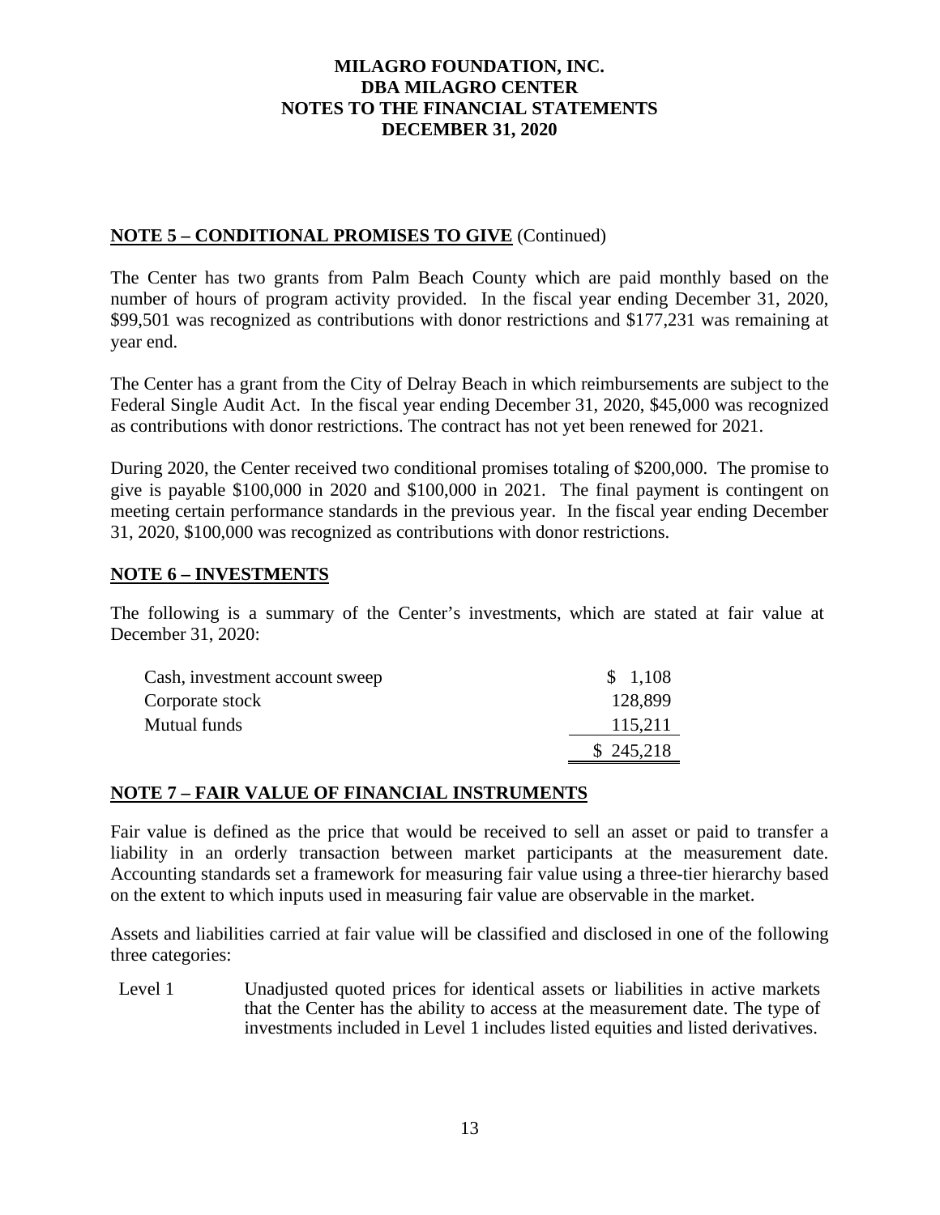**NOTE 5 – CONDITIONAL PROMISES TO GIVE** (Continued)

The Center has two grants from Palm Beach County which are paid monthly based on the number of hours of program activity provided. In the fiscal year ending December 31, 2020, \$99,501 was recognized as contributions with donor restrictions and \$177,231 was remaining at year end.

The Center has a grant from the City of Delray Beach in which reimbursements are subject to the Federal Single Audit Act. In the fiscal year ending December 31, 2020, \$45,000 was recognized as contributions with donor restrictions. The contract has not yet been renewed for 2021.

During 2020, the Center received two conditional promises totaling of \$200,000. The promise to give is payable \$100,000 in 2020 and \$100,000 in 2021. The final payment is contingent on meeting certain performance standards in the previous year. In the fiscal year ending December 31, 2020, \$100,000 was recognized as contributions with donor restrictions.

**NOTE 6 – INVESTMENTS**

The following is a summary of the Center's investments, which are stated at fair value at December 31, 2020:

| | |
|---|---|
| Cash, investment account sweep | \$ 1,108 |
| Corporate stock | 128,899 |
| Mutual funds | 115,211 |
| | \$ 245,218 |

**NOTE 7 – FAIR VALUE OF FINANCIAL INSTRUMENTS**

Fair value is defined as the price that would be received to sell an asset or paid to transfer a liability in an orderly transaction between market participants at the measurement date. Accounting standards set a framework for measuring fair value using a three-tier hierarchy based on the extent to which inputs used in measuring fair value are observable in the market.

Assets and liabilities carried at fair value will be classified and disclosed in one of the following three categories:

Level 1 Unadjusted quoted prices for identical assets or liabilities in active markets that the Center has the ability to access at the measurement date. The type of investments included in Level 1 includes listed equities and listed derivatives.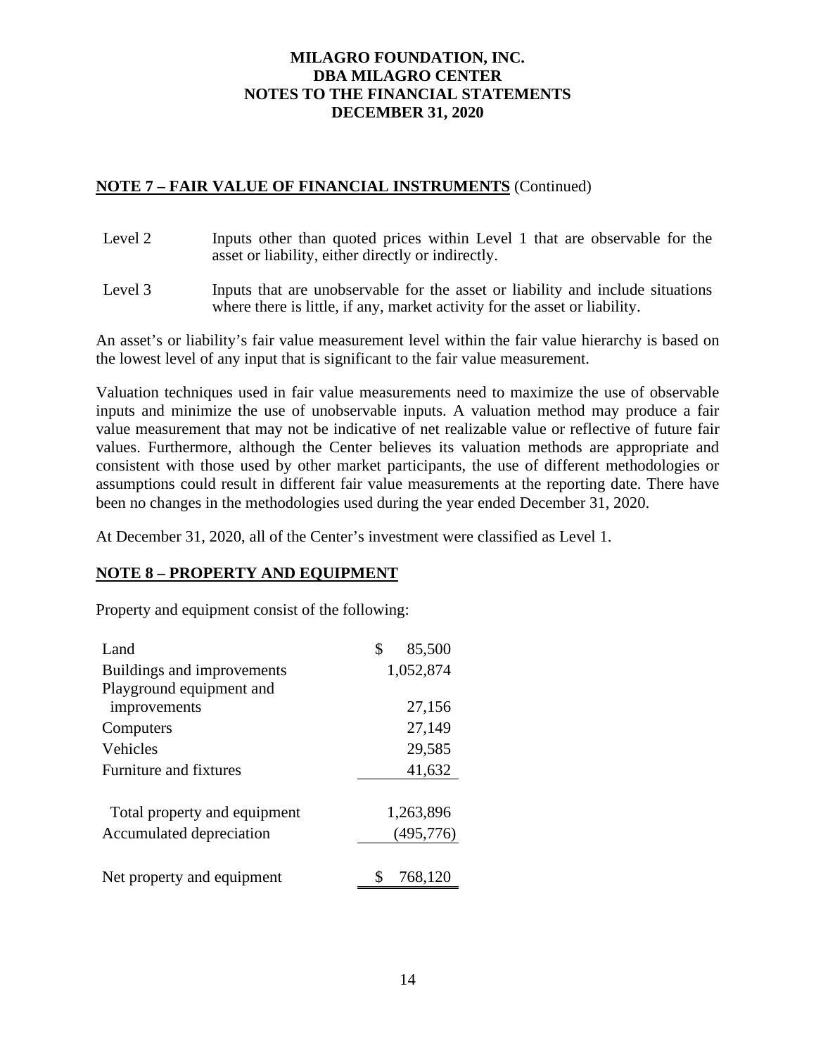## NOTE 7 – FAIR VALUE OF FINANCIAL INSTRUMENTS (Continued)

Level 2 Inputs other than quoted prices within Level 1 that are observable for the asset or liability, either directly or indirectly.

Level 3 Inputs that are unobservable for the asset or liability and include situations where there is little, if any, market activity for the asset or liability.

An asset's or liability's fair value measurement level within the fair value hierarchy is based on the lowest level of any input that is significant to the fair value measurement.

Valuation techniques used in fair value measurements need to maximize the use of observable inputs and minimize the use of unobservable inputs. A valuation method may produce a fair value measurement that may not be indicative of net realizable value or reflective of future fair values. Furthermore, although the Center believes its valuation methods are appropriate and consistent with those used by other market participants, the use of different methodologies or assumptions could result in different fair value measurements at the reporting date. There have been no changes in the methodologies used during the year ended December 31, 2020.

At December 31, 2020, all of the Center's investment were classified as Level 1.

## NOTE 8 – PROPERTY AND EQUIPMENT

Property and equipment consist of the following:

| | |
|---|---|
| Land | $ 85,500 |
| Buildings and improvements | 1,052,874 |
| Playground equipment and improvements | 27,156 |
| Computers | 27,149 |
| Vehicles | 29,585 |
| Furniture and fixtures | 41,632 |
| Total property and equipment | 1,263,896 |
| Accumulated depreciation | (495,776) |
| Net property and equipment | $ 768,120 |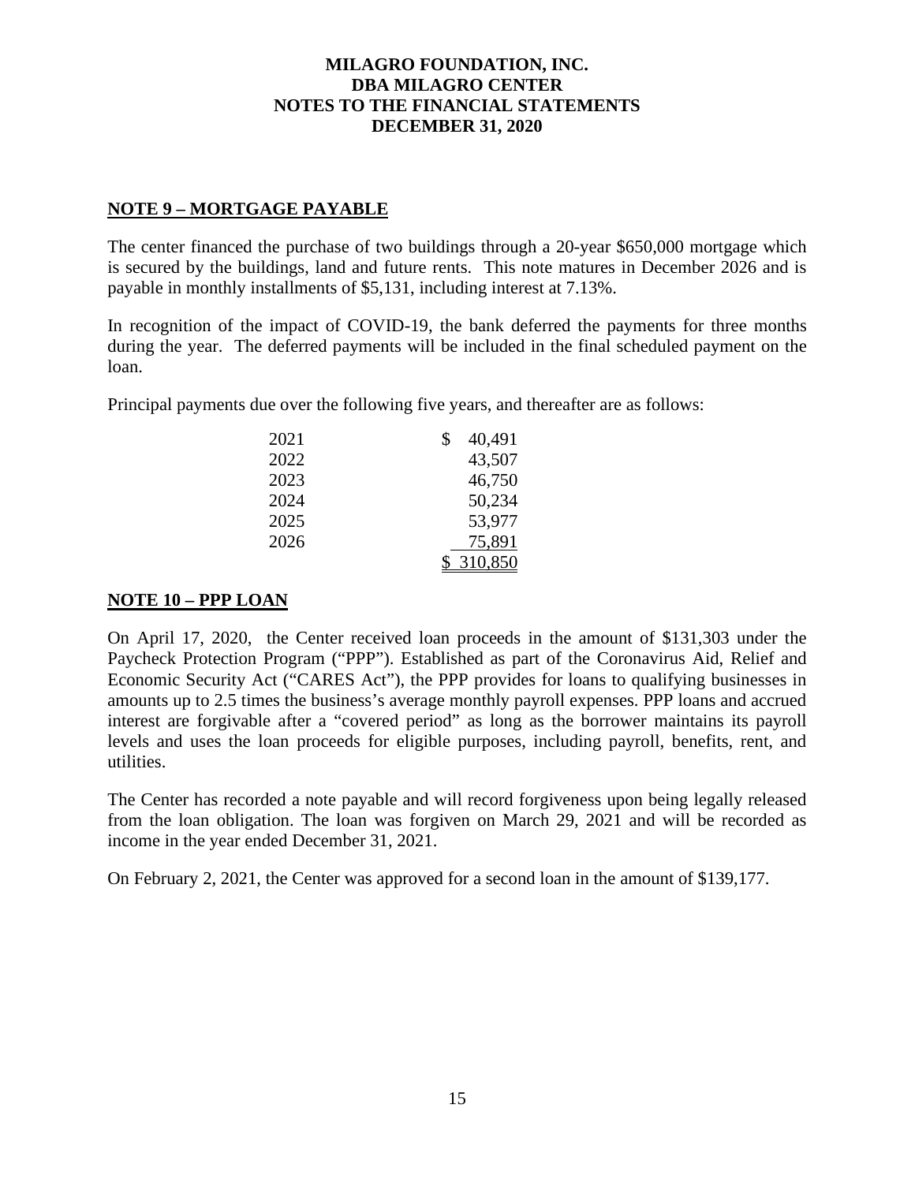# MILAGRO FOUNDATION, INC.
# DBA MILAGRO CENTER
# NOTES TO THE FINANCIAL STATEMENTS
# DECEMBER 31, 2020

## NOTE 9 – MORTGAGE PAYABLE

The center financed the purchase of two buildings through a 20-year $650,000 mortgage which is secured by the buildings, land and future rents. This note matures in December 2026 and is payable in monthly installments of $5,131, including interest at 7.13%.

In recognition of the impact of COVID-19, the bank deferred the payments for three months during the year. The deferred payments will be included in the final scheduled payment on the loan.

Principal payments due over the following five years, and thereafter are as follows:

| | |
|---|---|
| 2021 | $ 40,491 |
| 2022 | 43,507 |
| 2023 | 46,750 |
| 2024 | 50,234 |
| 2025 | 53,977 |
| 2026 | 75,891 |
| | $ 310,850 |

## NOTE 10 – PPP LOAN

On April 17, 2020, the Center received loan proceeds in the amount of $131,303 under the Paycheck Protection Program ("PPP"). Established as part of the Coronavirus Aid, Relief and Economic Security Act ("CARES Act"), the PPP provides for loans to qualifying businesses in amounts up to 2.5 times the business's average monthly payroll expenses. PPP loans and accrued interest are forgivable after a "covered period" as long as the borrower maintains its payroll levels and uses the loan proceeds for eligible purposes, including payroll, benefits, rent, and utilities.

The Center has recorded a note payable and will record forgiveness upon being legally released from the loan obligation. The loan was forgiven on March 29, 2021 and will be recorded as income in the year ended December 31, 2021.

On February 2, 2021, the Center was approved for a second loan in the amount of $139,177.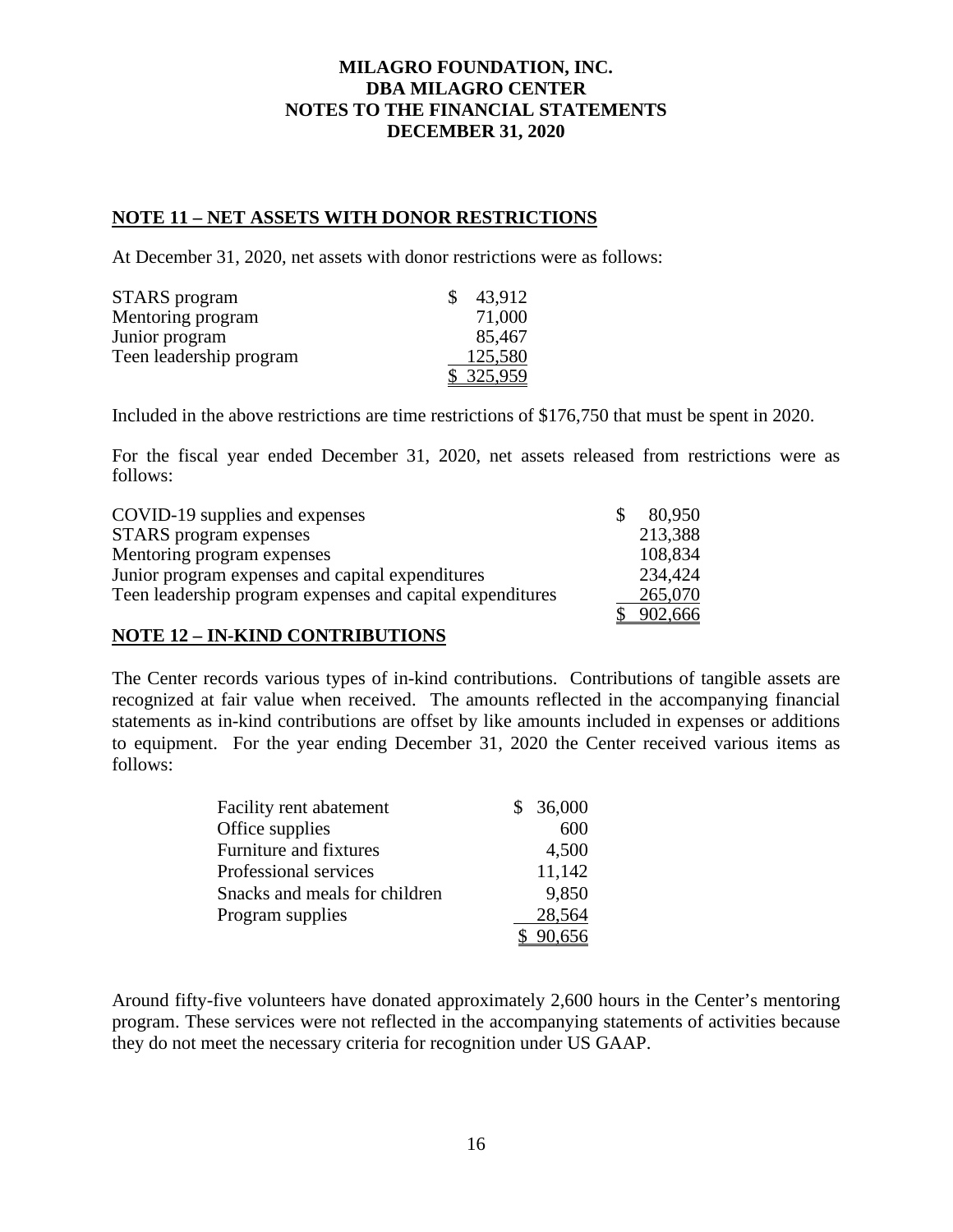MILAGRO FOUNDATION, INC.
DBA MILAGRO CENTER
NOTES TO THE FINANCIAL STATEMENTS
DECEMBER 31, 2020

## NOTE 11 – NET ASSETS WITH DONOR RESTRICTIONS

At December 31, 2020, net assets with donor restrictions were as follows:

| | |
|---|---|
| STARS program | $ 43,912 |
| Mentoring program | 71,000 |
| Junior program | 85,467 |
| Teen leadership program | 125,580 |
| | $ 325,959 |

Included in the above restrictions are time restrictions of $176,750 that must be spent in 2020.

For the fiscal year ended December 31, 2020, net assets released from restrictions were as follows:

| | |
|---|---|
| COVID-19 supplies and expenses | $ 80,950 |
| STARS program expenses | 213,388 |
| Mentoring program expenses | 108,834 |
| Junior program expenses and capital expenditures | 234,424 |
| Teen leadership program expenses and capital expenditures | 265,070 |
| | $ 902,666 |

## NOTE 12 – IN-KIND CONTRIBUTIONS

The Center records various types of in-kind contributions. Contributions of tangible assets are recognized at fair value when received. The amounts reflected in the accompanying financial statements as in-kind contributions are offset by like amounts included in expenses or additions to equipment. For the year ending December 31, 2020 the Center received various items as follows:

| | |
|---|---|
| Facility rent abatement | $ 36,000 |
| Office supplies | 600 |
| Furniture and fixtures | 4,500 |
| Professional services | 11,142 |
| Snacks and meals for children | 9,850 |
| Program supplies | 28,564 |
| | $ 90,656 |

Around fifty-five volunteers have donated approximately 2,600 hours in the Center's mentoring program. These services were not reflected in the accompanying statements of activities because they do not meet the necessary criteria for recognition under US GAAP.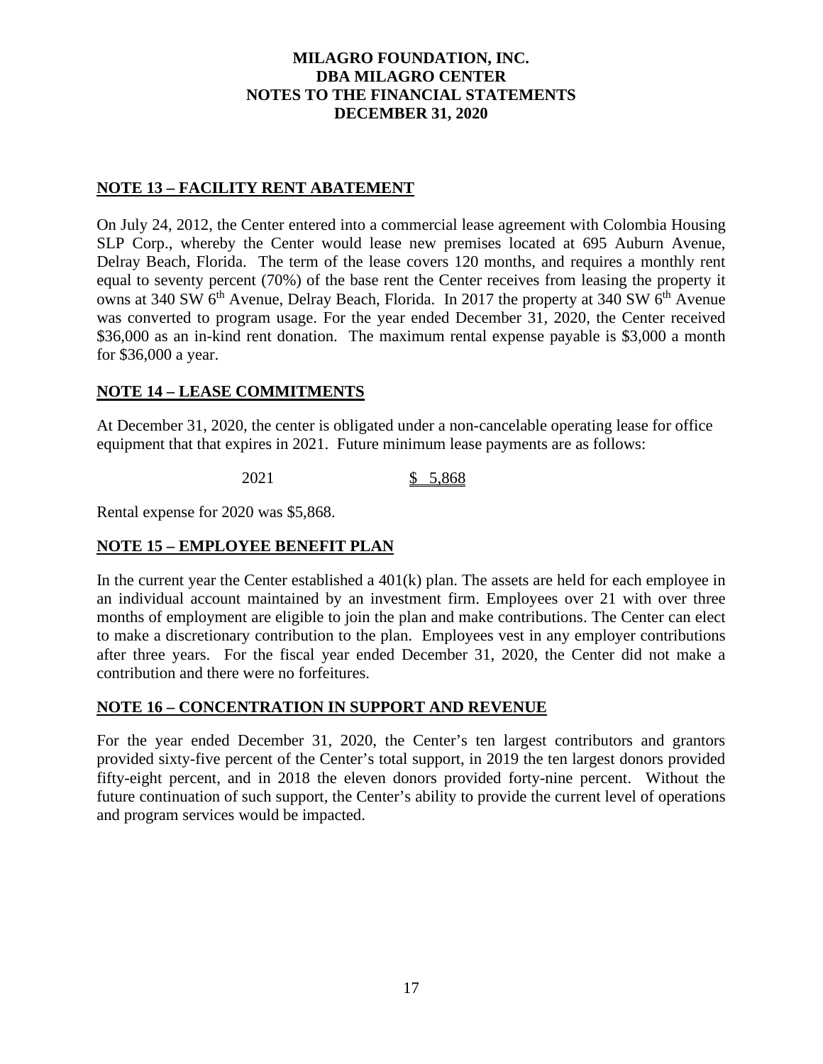MILAGRO FOUNDATION, INC.
DBA MILAGRO CENTER
NOTES TO THE FINANCIAL STATEMENTS
DECEMBER 31, 2020

## NOTE 13 – FACILITY RENT ABATEMENT

On July 24, 2012, the Center entered into a commercial lease agreement with Colombia Housing SLP Corp., whereby the Center would lease new premises located at 695 Auburn Avenue, Delray Beach, Florida. The term of the lease covers 120 months, and requires a monthly rent equal to seventy percent (70%) of the base rent the Center receives from leasing the property it owns at 340 SW 6th Avenue, Delray Beach, Florida. In 2017 the property at 340 SW 6th Avenue was converted to program usage. For the year ended December 31, 2020, the Center received $36,000 as an in-kind rent donation. The maximum rental expense payable is $3,000 a month for $36,000 a year.

## NOTE 14 – LEASE COMMITMENTS

At December 31, 2020, the center is obligated under a non-cancelable operating lease for office equipment that that expires in 2021. Future minimum lease payments are as follows:

| | |
|---|---|
| 2021 | $ 5,868 |

Rental expense for 2020 was $5,868.

## NOTE 15 – EMPLOYEE BENEFIT PLAN

In the current year the Center established a 401(k) plan. The assets are held for each employee in an individual account maintained by an investment firm. Employees over 21 with over three months of employment are eligible to join the plan and make contributions. The Center can elect to make a discretionary contribution to the plan. Employees vest in any employer contributions after three years. For the fiscal year ended December 31, 2020, the Center did not make a contribution and there were no forfeitures.

## NOTE 16 – CONCENTRATION IN SUPPORT AND REVENUE

For the year ended December 31, 2020, the Center's ten largest contributors and grantors provided sixty-five percent of the Center's total support, in 2019 the ten largest donors provided fifty-eight percent, and in 2018 the eleven donors provided forty-nine percent. Without the future continuation of such support, the Center's ability to provide the current level of operations and program services would be impacted.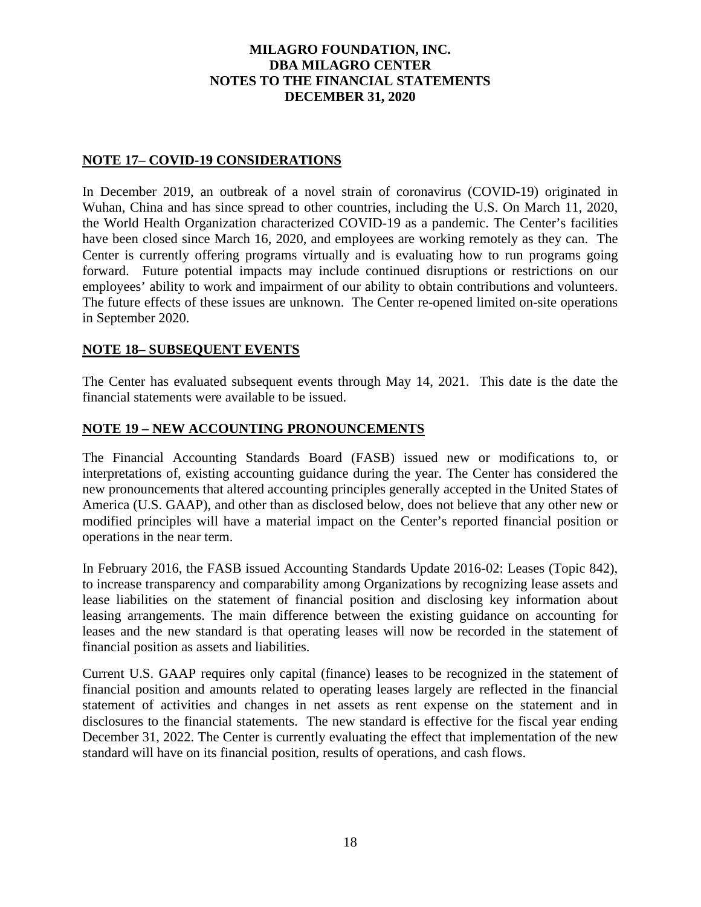# MILAGRO FOUNDATION, INC.
# DBA MILAGRO CENTER
# NOTES TO THE FINANCIAL STATEMENTS
# DECEMBER 31, 2020

## NOTE 17– COVID-19 CONSIDERATIONS

In December 2019, an outbreak of a novel strain of coronavirus (COVID-19) originated in Wuhan, China and has since spread to other countries, including the U.S. On March 11, 2020, the World Health Organization characterized COVID-19 as a pandemic. The Center's facilities have been closed since March 16, 2020, and employees are working remotely as they can. The Center is currently offering programs virtually and is evaluating how to run programs going forward. Future potential impacts may include continued disruptions or restrictions on our employees' ability to work and impairment of our ability to obtain contributions and volunteers. The future effects of these issues are unknown. The Center re-opened limited on-site operations in September 2020.

## NOTE 18– SUBSEQUENT EVENTS

The Center has evaluated subsequent events through May 14, 2021. This date is the date the financial statements were available to be issued.

## NOTE 19 – NEW ACCOUNTING PRONOUNCEMENTS

The Financial Accounting Standards Board (FASB) issued new or modifications to, or interpretations of, existing accounting guidance during the year. The Center has considered the new pronouncements that altered accounting principles generally accepted in the United States of America (U.S. GAAP), and other than as disclosed below, does not believe that any other new or modified principles will have a material impact on the Center's reported financial position or operations in the near term.

In February 2016, the FASB issued Accounting Standards Update 2016-02: Leases (Topic 842), to increase transparency and comparability among Organizations by recognizing lease assets and lease liabilities on the statement of financial position and disclosing key information about leasing arrangements. The main difference between the existing guidance on accounting for leases and the new standard is that operating leases will now be recorded in the statement of financial position as assets and liabilities.

Current U.S. GAAP requires only capital (finance) leases to be recognized in the statement of financial position and amounts related to operating leases largely are reflected in the financial statement of activities and changes in net assets as rent expense on the statement and in disclosures to the financial statements. The new standard is effective for the fiscal year ending December 31, 2022. The Center is currently evaluating the effect that implementation of the new standard will have on its financial position, results of operations, and cash flows.